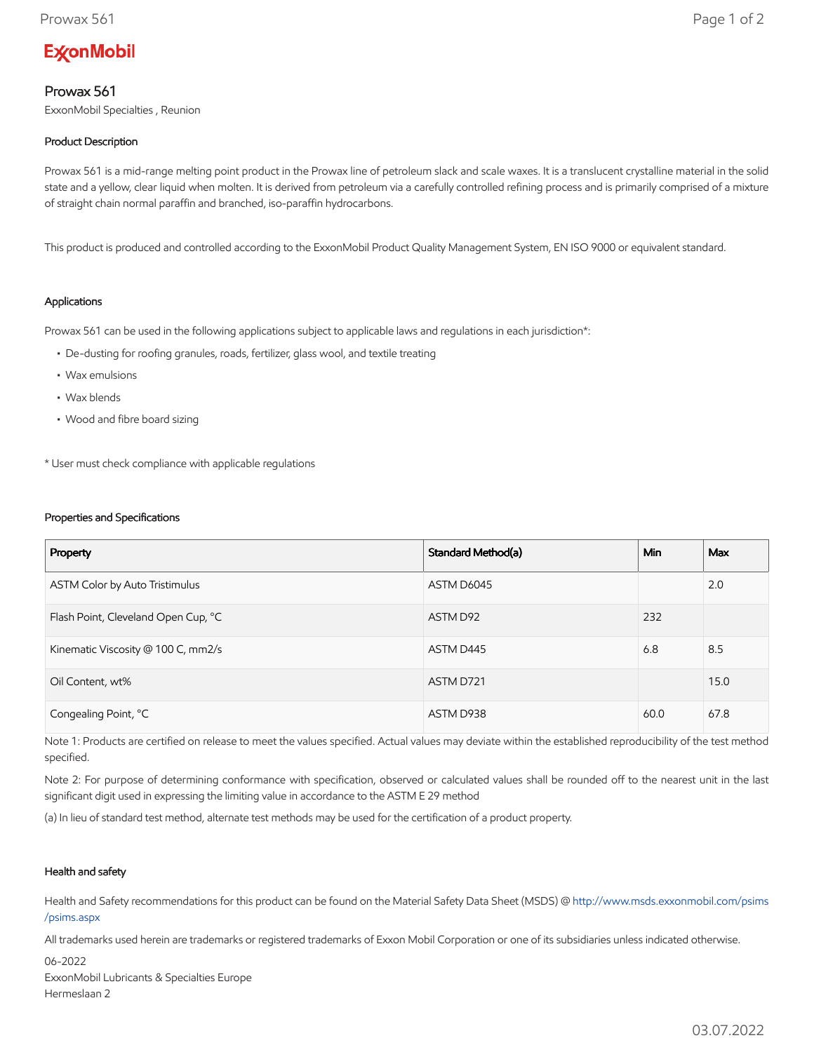**ExxonMobil**

# Prowax 561

ExxonMobil Specialties , Reunion

### Product Description

Prowax 561 is a mid-range melting point product in the Prowax line of petroleum slack and scale waxes. It is a translucent crystalline material in the solid state and a yellow, clear liquid when molten. It is derived from petroleum via a carefully controlled refining process and is primarily comprised of a mixture of straight chain normal paraffin and branched, iso-paraffin hydrocarbons.

This product is produced and controlled according to the ExxonMobil Product Quality Management System, EN ISO 9000 or equivalent standard.

### Applications

Prowax 561 can be used in the following applications subject to applicable laws and regulations in each jurisdiction*:

- De-dusting for roofing granules, roads, fertilizer, glass wool, and textile treating
- Wax emulsions
- Wax blends
- Wood and fibre board sizing

* User must check compliance with applicable regulations

### Properties and Specifications

| Property | Standard Method(a) | Min | Max |
|---|---|---|---|
| ASTM Color by Auto Tristimulus | ASTM D6045 | | 2.0 |
| Flash Point, Cleveland Open Cup, °C | ASTM D92 | 232 | |
| Kinematic Viscosity @ 100 C, mm2/s | ASTM D445 | 6.8 | 8.5 |
| Oil Content, wt% | ASTM D721 | | 15.0 |
| Congealing Point, °C | ASTM D938 | 60.0 | 67.8 |

Note 1: Products are certified on release to meet the values specified. Actual values may deviate within the established reproducibility of the test method specified.

Note 2: For purpose of determining conformance with specification, observed or calculated values shall be rounded off to the nearest unit in the last significant digit used in expressing the limiting value in accordance to the ASTM E 29 method

(a) In lieu of standard test method, alternate test methods may be used for the certification of a product property.

### Health and safety

Health and Safety recommendations for this product can be found on the Material Safety Data Sheet (MSDS) @ http://www.msds.exxonmobil.com/psims/psims.aspx

All trademarks used herein are trademarks or registered trademarks of Exxon Mobil Corporation or one of its subsidiaries unless indicated otherwise.

06-2022
ExxonMobil Lubricants & Specialties Europe
Hermeslaan 2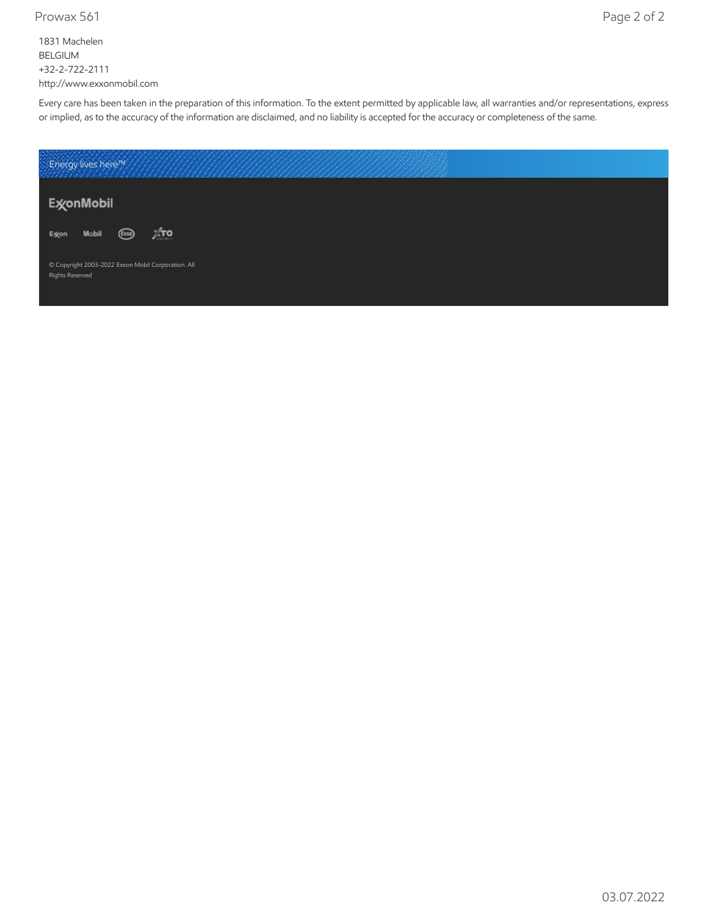1831 Machelen
BELGIUM
+32-2-722-2111
http://www.exxonmobil.com

Every care has been taken in the preparation of this information. To the extent permitted by applicable law, all warranties and/or representations, express or implied, as to the accuracy of the information are disclaimed, and no liability is accepted for the accuracy or completeness of the same.

Energy lives here™

ExxonMobil

Exxon Mobil Esso XTO

© Copyright 2003-2022 Exxon Mobil Corporation. All Rights Reserved